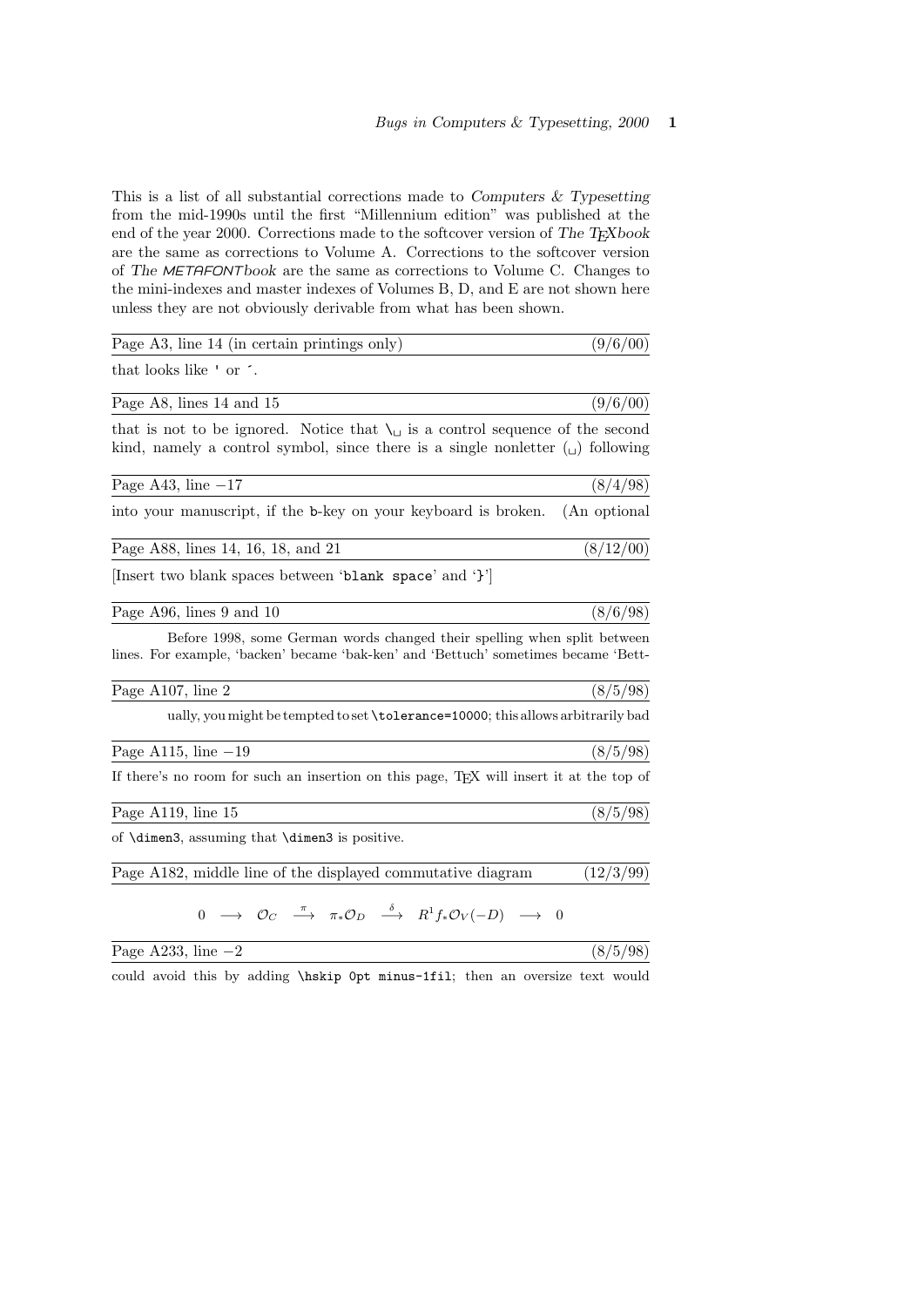This is a list of all substantial corrections made to *Computers & Typesetting* from the mid-1990s until the first "Millennium edition" was published at the end of the year 2000. Corrections made to the softcover version of *The TEXbook* are the same as corrections to Volume A. Corrections to the softcover version of *The METAFONTbook* are the same as corrections to Volume C. Changes to the mini-indexes and master indexes of Volumes B, D, and E are not shown here unless they are not obviously derivable from what has been shown.

---

Page A3, line 14 (in certain printings only) (9/6/00)

that looks like `'` or ´.

---

Page A8, lines 14 and 15 (9/6/00)

that is not to be ignored. Notice that `\␣` is a control sequence of the second kind, namely a control symbol, since there is a single nonletter (␣) following

---

Page A43, line −17 (8/4/98)

into your manuscript, if the `b`-key on your keyboard is broken. (An optional

---

Page A88, lines 14, 16, 18, and 21 (8/12/00)

[Insert two blank spaces between '`blank space`' and '`}`']

---

Page A96, lines 9 and 10 (8/6/98)

Before 1998, some German words changed their spelling when split between lines. For example, 'backen' became 'bak-ken' and 'Bettuch' sometimes became 'Bett-

---

Page A107, line 2 (8/5/98)

ually, you might be tempted to set `\tolerance=10000`; this allows arbitrarily bad

---

Page A115, line −19 (8/5/98)

If there's no room for such an insertion on this page, TEX will insert it at the top of

---

Page A119, line 15 (8/5/98)

of `\dimen3`, assuming that `\dimen3` is positive.

---

Page A182, middle line of the displayed commutative diagram (12/3/99)

$$0 \longrightarrow \mathcal{O}_C \xrightarrow{\pi} \pi_*\mathcal{O}_D \xrightarrow{\delta} R^1 f_*\mathcal{O}_V(-D) \longrightarrow 0$$

---

Page A233, line −2 (8/5/98)

could avoid this by adding `\hskip 0pt minus-1fil`; then an oversize text would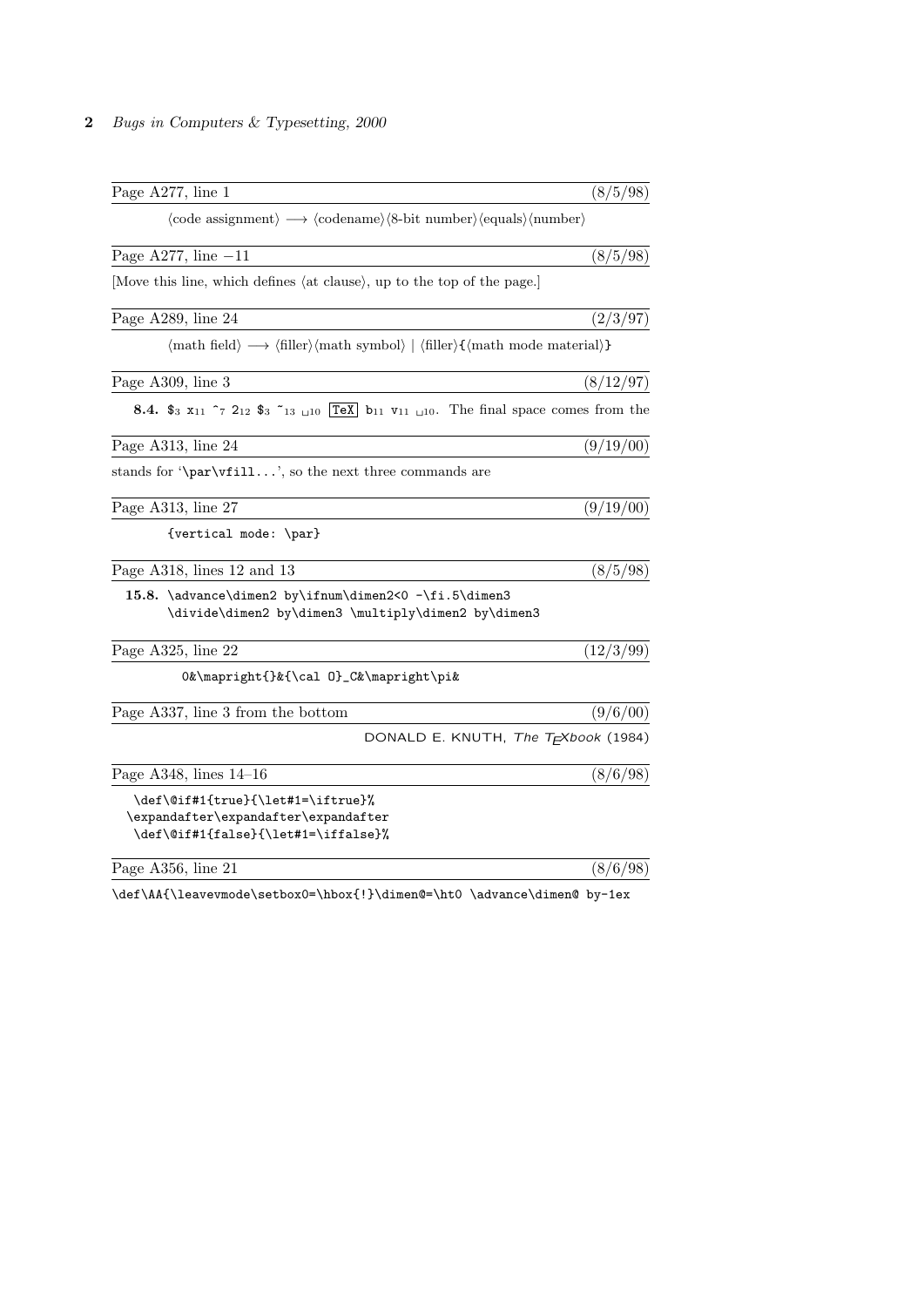Page A277, line 1 (8/5/98)

⟨code assignment⟩ ⟶ ⟨codename⟩⟨8-bit number⟩⟨equals⟩⟨number⟩

Page A277, line −11 (8/5/98)

[Move this line, which defines ⟨at clause⟩, up to the top of the page.]

Page A289, line 24 (2/3/97)

⟨math field⟩ ⟶ ⟨filler⟩⟨math symbol⟩ | ⟨filler⟩{⟨math mode material⟩}

Page A309, line 3 (8/12/97)

**8.4.** `$`$_3$ `x`$_{11}$ `^`$_7$ `2`$_{12}$ `$`$_3$ `~`$_{13}$ ␣$_{10}$ `TeX` `b`$_{11}$ `v`$_{11}$ ␣$_{10}$. The final space comes from the

Page A313, line 24 (9/19/00)

stands for '`\par\vfill...`', so the next three commands are

Page A313, line 27 (9/19/00)

```
{vertical mode: \par}
```

Page A318, lines 12 and 13 (8/5/98)

**15.8.**
```
\advance\dimen2 by\ifnum\dimen2<0 -\fi.5\dimen3
\divide\dimen2 by\dimen3 \multiply\dimen2 by\dimen3
```

Page A325, line 22 (12/3/99)

```
0&\mapright{}&{\cal O}_C&\mapright\pi&
```

Page A337, line 3 from the bottom (9/6/00)

DONALD E. KNUTH, *The TEXbook* (1984)

Page A348, lines 14–16 (8/6/98)

```
 \def\@if#1{true}{\let#1=\iftrue}%
\expandafter\expandafter\expandafter
 \def\@if#1{false}{\let#1=\iffalse}%
```

Page A356, line 21 (8/6/98)

```
\def\AA{\leavevmode\setbox0=\hbox{!}\dimen@=\ht0 \advance\dimen@ by-1ex
```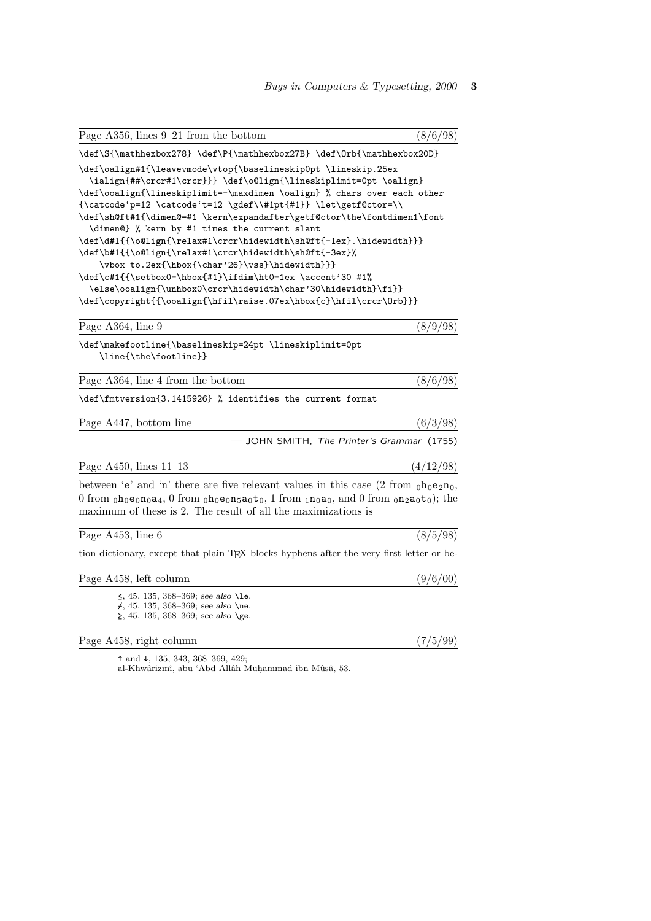Page A356, lines 9–21 from the bottom (8/6/98)

```
\def\S{\mathhexbox278} \def\P{\mathhexbox27B} \def\Orb{\mathhexbox20D}
\def\oalign#1{\leavevmode\vtop{\baselineskip0pt \lineskip.25ex
  \ialign{##\crcr#1\crcr}}} \def\o@lign{\lineskiplimit=0pt \oalign}
\def\ooalign{\lineskiplimit=-\maxdimen \oalign} % chars over each other
{\catcode`p=12 \catcode`t=12 \gdef\\#1pt{#1}} \let\getf@ctor=\\
\def\sh@ft#1{\dimen@=#1 \kern\expandafter\getf@ctor\the\fontdimen1\font
  \dimen@} % kern by #1 times the current slant
\def\d#1{{\o@lign{\relax#1\crcr\hidewidth\sh@ft{-1ex}.\hidewidth}}}
\def\b#1{{\o@lign{\relax#1\crcr\hidewidth\sh@ft{-3ex}%
    \vbox to.2ex{\hbox{\char'26}\vss}\hidewidth}}}
\def\c#1{{\setbox0=\hbox{#1}\ifdim\ht0=1ex \accent'30 #1%
  \else\ooalign{\unhbox0\crcr\hidewidth\char'30\hidewidth}\fi}}
\def\copyright{{\ooalign{\hfil\raise.07ex\hbox{c}\hfil\crcr\Orb}}}
```

Page A364, line 9 (8/9/98)

```
\def\makefootline{\baselineskip=24pt \lineskiplimit=0pt
    \line{\the\footline}}
```

Page A364, line 4 from the bottom (8/6/98)

```
\def\fmtversion{3.1415926} % identifies the current format
```

Page A447, bottom line (6/3/98)

— JOHN SMITH, *The Printer's Grammar* (1755)

Page A450, lines 11–13 (4/12/98)

between 'e' and 'n' there are five relevant values in this case (2 from $_0\mathtt{h}_0\mathtt{e}_2\mathtt{n}_0$, 0 from $_0\mathtt{h}_0\mathtt{e}_0\mathtt{n}_0\mathtt{a}_4$, 0 from $_0\mathtt{h}_0\mathtt{e}_0\mathtt{n}_5\mathtt{a}_0\mathtt{t}_0$, 1 from $_1\mathtt{n}_0\mathtt{a}_0$, and 0 from $_0\mathtt{n}_2\mathtt{a}_0\mathtt{t}_0$); the maximum of these is 2. The result of all the maximizations is

Page A453, line 6 (8/5/98)

tion dictionary, except that plain TEX blocks hyphens after the very first letter or be-

Page A458, left column (9/6/00)

≤, 45, 135, 368–369; *see also* `\le`.
≠, 45, 135, 368–369; *see also* `\ne`.
≥, 45, 135, 368–369; *see also* `\ge`.

Page A458, right column (7/5/99)

↑ and ↓, 135, 343, 368–369, 429;
al-Khwârizmî, abu 'Abd Allâh Muḥammad ibn Mûsâ, 53.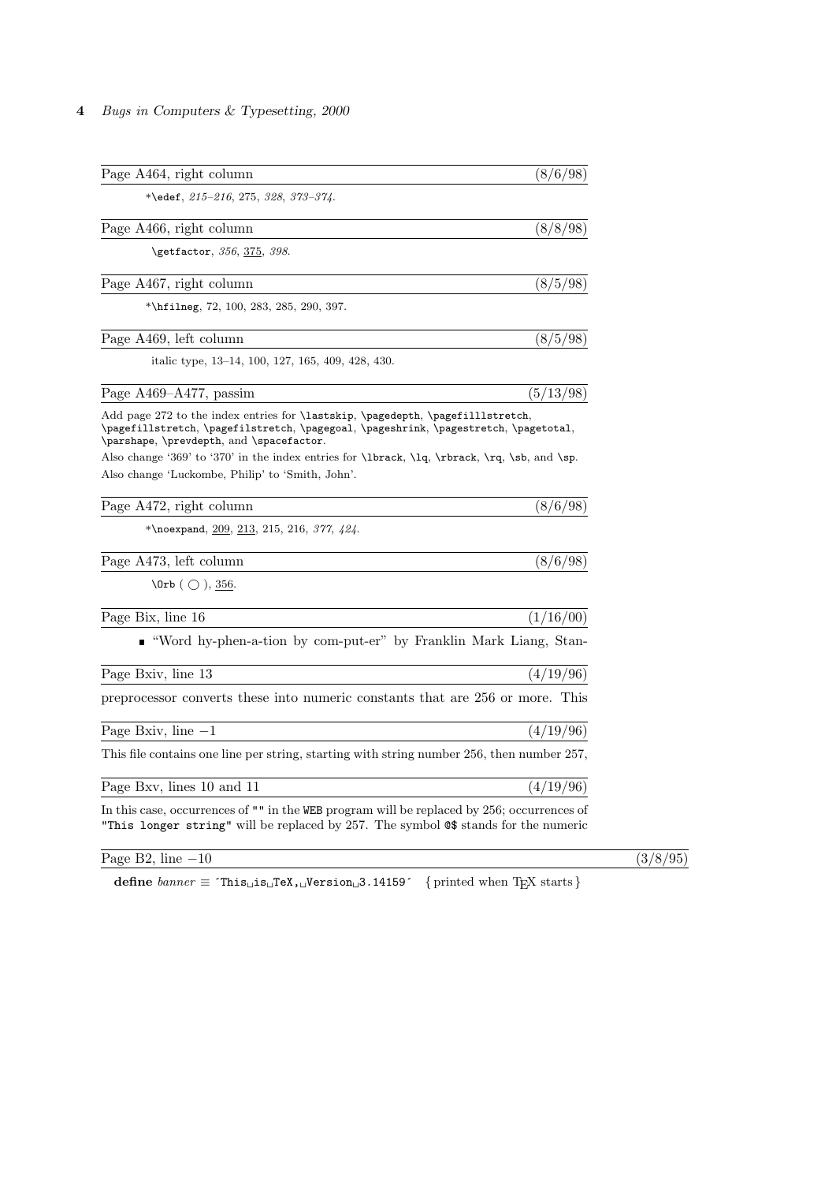Page A464, right column (8/6/98)

*`\edef`, *215–216*, 275, *328*, *373–374*.

Page A466, right column (8/8/98)

`\getfactor`, *356*, 375, *398*.

Page A467, right column (8/5/98)

*`\hfilneg`, 72, 100, 283, 285, 290, 397.

Page A469, left column (8/5/98)

italic type, 13–14, 100, 127, 165, 409, 428, 430.

Page A469–A477, passim (5/13/98)

Add page 272 to the index entries for `\lastskip`, `\pagedepth`, `\pagefilllstretch`, `\pagefillstretch`, `\pagefilstretch`, `\pagegoal`, `\pageshrink`, `\pagestretch`, `\pagetotal`, `\parshape`, `\prevdepth`, and `\spacefactor`.

Also change '369' to '370' in the index entries for `\lbrack`, `\lq`, `\rbrack`, `\rq`, `\sb`, and `\sp`.

Also change 'Luckombe, Philip' to 'Smith, John'.

Page A472, right column (8/6/98)

*`\noexpand`, 209, 213, 215, 216, *377*, *424*.

Page A473, left column (8/6/98)

`\Orb` ( ◯ ), 356.

Page Bix, line 16 (1/16/00)

- "Word hy-phen-a-tion by com-put-er" by Franklin Mark Liang, Stan-

Page Bxiv, line 13 (4/19/96)

preprocessor converts these into numeric constants that are 256 or more. This

Page Bxiv, line −1 (4/19/96)

This file contains one line per string, starting with string number 256, then number 257,

Page Bxv, lines 10 and 11 (4/19/96)

In this case, occurrences of `""` in the `WEB` program will be replaced by 256; occurrences of `"This longer string"` will be replaced by 257. The symbol `@$` stands for the numeric

Page B2, line −10 (3/8/95)

**define** *banner* ≡ ´This␣is␣TeX,␣Version␣3.14159´ { printed when TEX starts }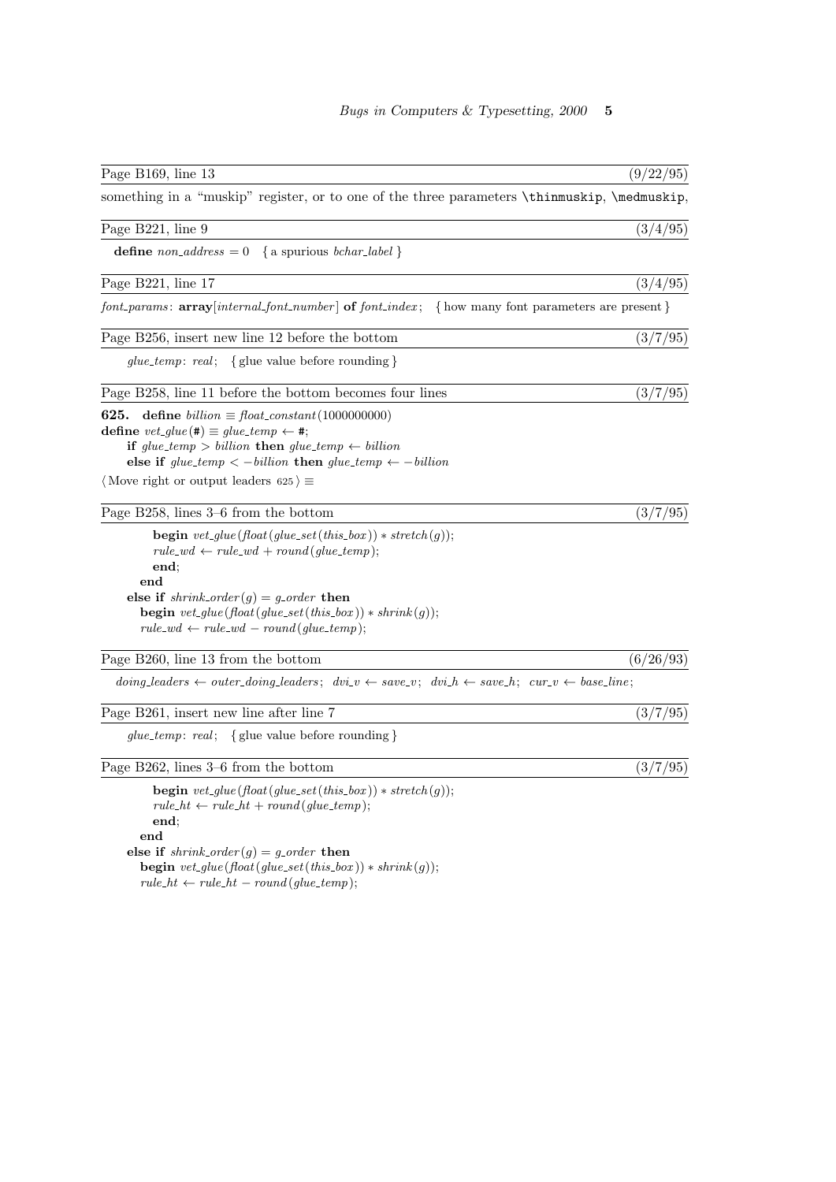Page B169, line 13 (9/22/95)

something in a "muskip" register, or to one of the three parameters \thinmuskip, \medmuskip,

Page B221, line 9 (3/4/95)

**define** *non_address* = 0 { a spurious *bchar_label* }

Page B221, line 17 (3/4/95)

*font_params*: **array**[*internal_font_number*] **of** *font_index*; { how many font parameters are present }

Page B256, insert new line 12 before the bottom (3/7/95)

*glue_temp*: *real*; { glue value before rounding }

Page B258, line 11 before the bottom becomes four lines (3/7/95)

**625.** **define** *billion* ≡ *float_constant*(1000000000)
**define** *vet_glue*(#) ≡ *glue_temp* ← #;
  **if** *glue_temp* > *billion* **then** *glue_temp* ← *billion*
  **else if** *glue_temp* < −*billion* **then** *glue_temp* ← −*billion*

⟨ Move right or output leaders 625 ⟩ ≡

Page B258, lines 3–6 from the bottom (3/7/95)

```
        begin vet_glue(float(glue_set(this_box)) * stretch(g));
        rule_wd ← rule_wd + round(glue_temp);
        end;
      end
    else if shrink_order(g) = g_order then
      begin vet_glue(float(glue_set(this_box)) * shrink(g));
      rule_wd ← rule_wd − round(glue_temp);
```

Page B260, line 13 from the bottom (6/26/93)

*doing_leaders* ← *outer_doing_leaders*; *dvi_v* ← *save_v*; *dvi_h* ← *save_h*; *cur_v* ← *base_line*;

Page B261, insert new line after line 7 (3/7/95)

*glue_temp*: *real*; { glue value before rounding }

Page B262, lines 3–6 from the bottom (3/7/95)

```
        begin vet_glue(float(glue_set(this_box)) * stretch(g));
        rule_ht ← rule_ht + round(glue_temp);
        end;
      end
    else if shrink_order(g) = g_order then
      begin vet_glue(float(glue_set(this_box)) * shrink(g));
      rule_ht ← rule_ht − round(glue_temp);
```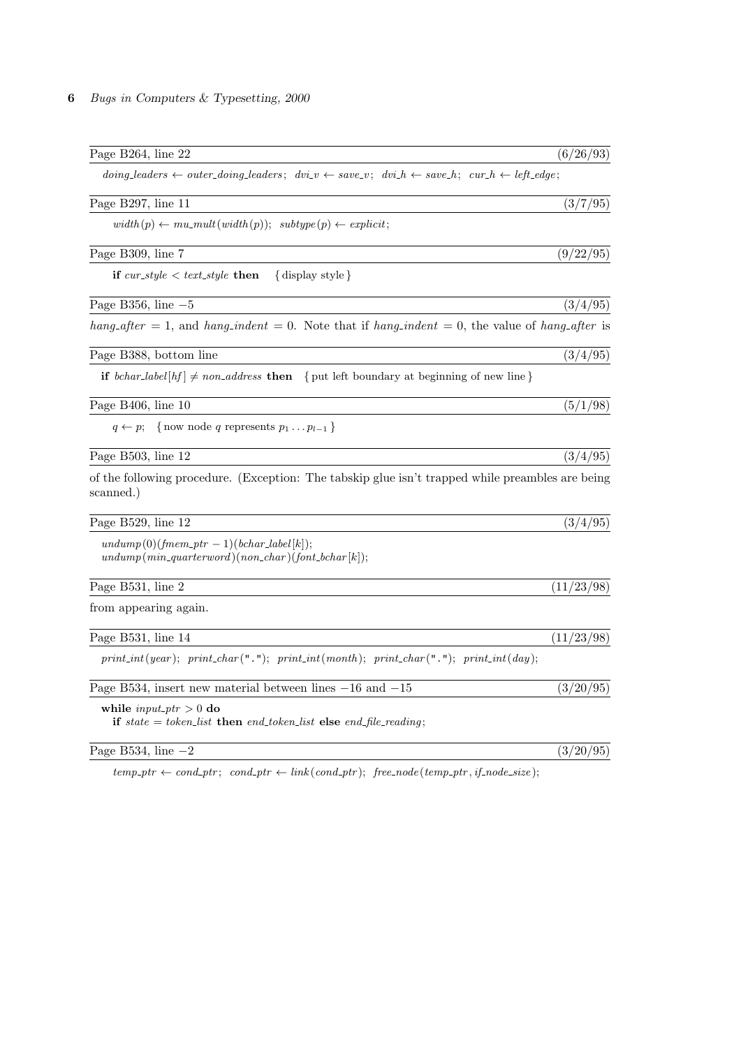Page B264, line 22 (6/26/93)

*doing_leaders* ← *outer_doing_leaders*; *dvi_v* ← *save_v*; *dvi_h* ← *save_h*; *cur_h* ← *left_edge*;

Page B297, line 11 (3/7/95)

*width*(*p*) ← *mu_mult*(*width*(*p*)); *subtype*(*p*) ← *explicit*;

Page B309, line 7 (9/22/95)

**if** *cur_style* < *text_style* **then** { display style }

Page B356, line −5 (3/4/95)

*hang_after* = 1, and *hang_indent* = 0. Note that if *hang_indent* = 0, the value of *hang_after* is

Page B388, bottom line (3/4/95)

**if** *bchar_label*[*hf*] ≠ *non_address* **then** { put left boundary at beginning of new line }

Page B406, line 10 (5/1/98)

*q* ← *p*; { now node *q* represents $p_1 \ldots p_{l-1}$ }

Page B503, line 12 (3/4/95)

of the following procedure. (Exception: The tabskip glue isn't trapped while preambles are being scanned.)

Page B529, line 12 (3/4/95)

*undump*(0)(*fmem_ptr* − 1)(*bchar_label*[*k*]);
*undump*(*min_quarterword*)(*non_char*)(*font_bchar*[*k*]);

Page B531, line 2 (11/23/98)

from appearing again.

Page B531, line 14 (11/23/98)

*print_int*(*year*); *print_char*("."); *print_int*(*month*); *print_char*("."); *print_int*(*day*);

Page B534, insert new material between lines −16 and −15 (3/20/95)

**while** *input_ptr* > 0 **do**
  **if** *state* = *token_list* **then** *end_token_list* **else** *end_file_reading*;

Page B534, line −2 (3/20/95)

*temp_ptr* ← *cond_ptr*; *cond_ptr* ← *link*(*cond_ptr*); *free_node*(*temp_ptr*, *if_node_size*);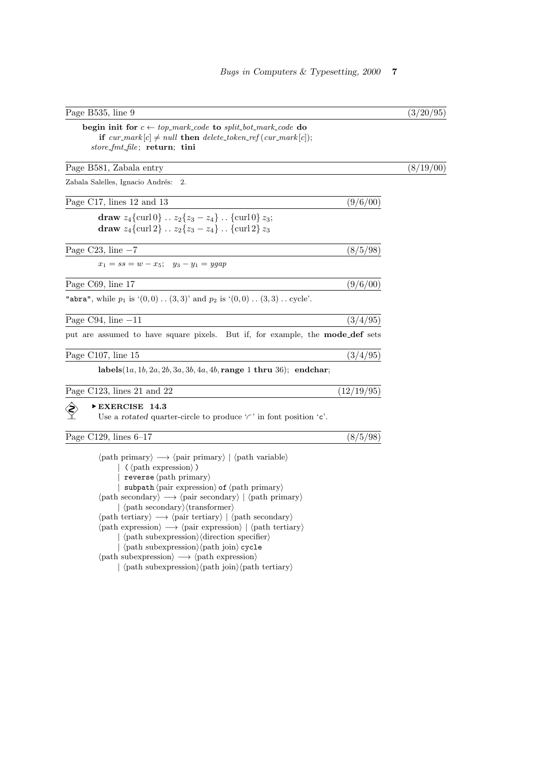Page B535, line 9 (3/20/95)

**begin init for** $c \leftarrow top\_mark\_code$ **to** $split\_bot\_mark\_code$ **do**
  **if** $cur\_mark[c] \neq null$ **then** $delete\_token\_ref(cur\_mark[c])$;
 $store\_fmt\_file$; **return**; **tini**

Page B581, Zabala entry (8/19/00)

Zabala Salelles, Ignacio Andrés: 2.

Page C17, lines 12 and 13 (9/6/00)

**draw** $z_4\{\mathrm{curl}\,0\} \mathinner{..} z_2\{z_3 - z_4\} \mathinner{..} \{\mathrm{curl}\,0\}\, z_3$;
**draw** $z_4\{\mathrm{curl}\,2\} \mathinner{..} z_2\{z_3 - z_4\} \mathinner{..} \{\mathrm{curl}\,2\}\, z_3$

Page C23, line −7 (8/5/98)

$x_1 = ss = w - x_5; \quad y_3 - y_1 = ygap$

Page C69, line 17 (9/6/00)

"abra", while $p_1$ is '$(0,0) \mathinner{..} (3,3)$' and $p_2$ is '$(0,0) \mathinner{..} (3,3) \mathinner{..}$ cycle'.

Page C94, line −11 (3/4/95)

put are assumed to have square pixels. But if, for example, the **mode_def** sets

Page C107, line 15 (3/4/95)

**labels**$(1a, 1b, 2a, 2b, 3a, 3b, 4a, 4b,$ **range** 1 **thru** $36)$; **endchar**;

Page C123, lines 21 and 22 (12/19/95)

▸ **EXERCISE 14.3**
Use a *rotated* quarter-circle to produce '◜' in font position 'c'.

Page C129, lines 6–17 (8/5/98)

⟨path primary⟩ ⟶ ⟨pair primary⟩ | ⟨path variable⟩
  | `(` ⟨path expression⟩ `)`
  | `reverse` ⟨path primary⟩
  | `subpath` ⟨pair expression⟩ `of` ⟨path primary⟩
⟨path secondary⟩ ⟶ ⟨pair secondary⟩ | ⟨path primary⟩
  | ⟨path secondary⟩⟨transformer⟩
⟨path tertiary⟩ ⟶ ⟨pair tertiary⟩ | ⟨path secondary⟩
⟨path expression⟩ ⟶ ⟨pair expression⟩ | ⟨path tertiary⟩
  | ⟨path subexpression⟩⟨direction specifier⟩
  | ⟨path subexpression⟩⟨path join⟩ `cycle`
⟨path subexpression⟩ ⟶ ⟨path expression⟩
  | ⟨path subexpression⟩⟨path join⟩⟨path tertiary⟩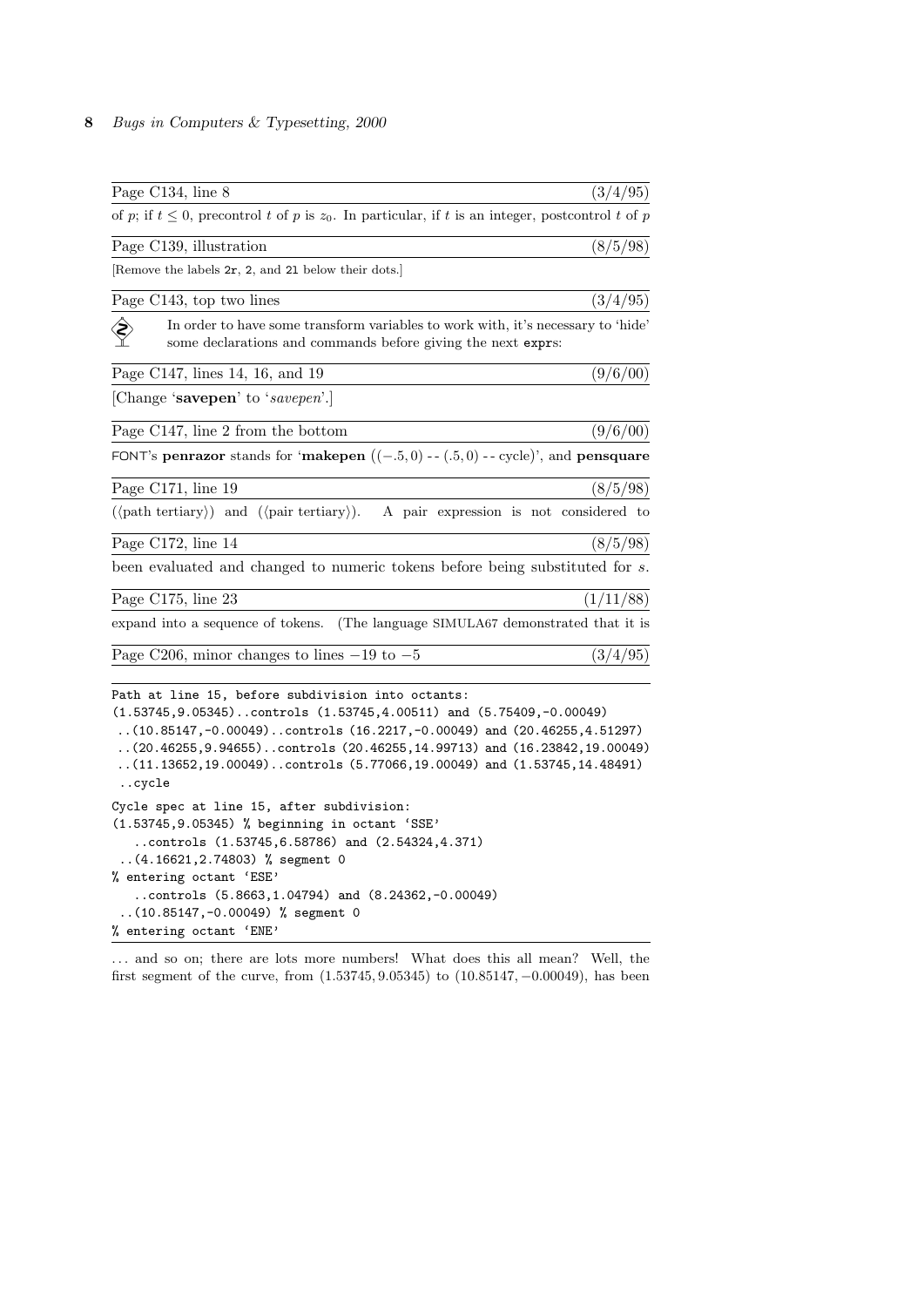Page C134, line 8 (3/4/95)

of $p$; if $t \le 0$, precontrol $t$ of $p$ is $z_0$. In particular, if $t$ is an integer, postcontrol $t$ of $p$

Page C139, illustration (8/5/98)

[Remove the labels `2r`, `2`, and `2l` below their dots.]

Page C143, top two lines (3/4/95)

In order to have some transform variables to work with, it's necessary to 'hide' some declarations and commands before giving the next `expr`s:

Page C147, lines 14, 16, and 19 (9/6/00)

[Change '**savepen**' to '*savepen*'.]

Page C147, line 2 from the bottom (9/6/00)

FONT's **penrazor** stands for '**makepen** $((-.5, 0)$ -- $(.5, 0)$ -- cycle)', and **pensquare**

Page C171, line 19 (8/5/98)

(⟨path tertiary⟩) and (⟨pair tertiary⟩). A pair expression is not considered to

Page C172, line 14 (8/5/98)

been evaluated and changed to numeric tokens before being substituted for $s$.

Page C175, line 23 (1/11/88)

expand into a sequence of tokens. (The language SIMULA67 demonstrated that it is

Page C206, minor changes to lines $-19$ to $-5$ (3/4/95)

```
Path at line 15, before subdivision into octants:
(1.53745,9.05345)..controls (1.53745,4.00511) and (5.75409,-0.00049)
 ..(10.85147,-0.00049)..controls (16.2217,-0.00049) and (20.46255,4.51297)
 ..(20.46255,9.94655)..controls (20.46255,14.99713) and (16.23842,19.00049)
 ..(11.13652,19.00049)..controls (5.77066,19.00049) and (1.53745,14.48491)
 ..cycle
Cycle spec at line 15, after subdivision:
(1.53745,9.05345) % beginning in octant 'SSE'
   ..controls (1.53745,6.58786) and (2.54324,4.371)
 ..(4.16621,2.74803) % segment 0
% entering octant 'ESE'
   ..controls (5.8663,1.04794) and (8.24362,-0.00049)
 ..(10.85147,-0.00049) % segment 0
% entering octant 'ENE'
```

... and so on; there are lots more numbers! What does this all mean? Well, the first segment of the curve, from $(1.53745, 9.05345)$ to $(10.85147, -0.00049)$, has been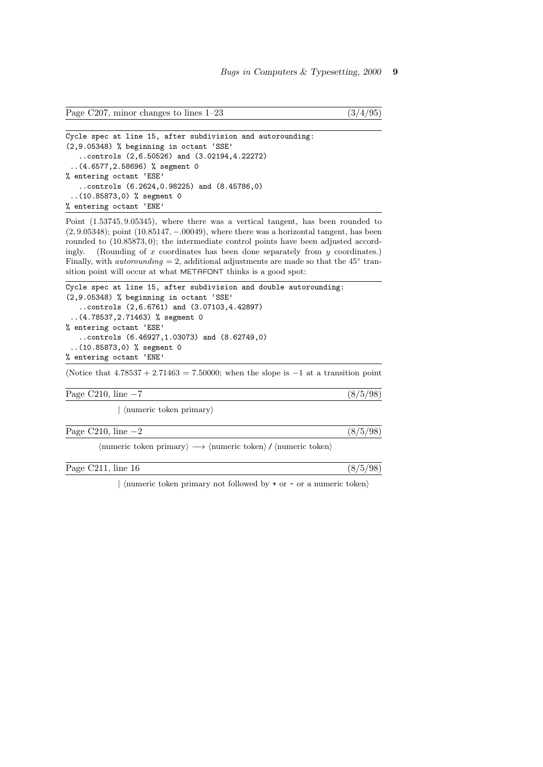Page C207, minor changes to lines 1–23 (3/4/95)

```
Cycle spec at line 15, after subdivision and autorounding:
(2,9.05348) % beginning in octant `SSE'
   ..controls (2,6.50526) and (3.02194,4.22272)
 ..(4.6577,2.58696) % segment 0
% entering octant `ESE'
   ..controls (6.2624,0.98225) and (8.45786,0)
 ..(10.85873,0) % segment 0
% entering octant `ENE'
```

Point $(1.53745, 9.05345)$, where there was a vertical tangent, has been rounded to $(2, 9.05348)$; point $(10.85147, -.00049)$, where there was a horizontal tangent, has been rounded to $(10.85873, 0)$; the intermediate control points have been adjusted accordingly. (Rounding of $x$ coordinates has been done separately from $y$ coordinates.) Finally, with *autorounding* $= 2$, additional adjustments are made so that the 45° transition point will occur at what METAFONT thinks is a good spot:

```
Cycle spec at line 15, after subdivision and double autorounding:
(2,9.05348) % beginning in octant `SSE'
   ..controls (2,6.6761) and (3.07103,4.42897)
 ..(4.78537,2.71463) % segment 0
% entering octant `ESE'
   ..controls (6.46927,1.03073) and (8.62749,0)
 ..(10.85873,0) % segment 0
% entering octant `ENE'
```

(Notice that $4.78537 + 2.71463 = 7.50000$; when the slope is $-1$ at a transition point

Page C210, line $-7$ (8/5/98)

| ⟨numeric token primary⟩

Page C210, line $-2$ (8/5/98)

⟨numeric token primary⟩ ⟶ ⟨numeric token⟩ / ⟨numeric token⟩

Page C211, line 16 (8/5/98)

| ⟨numeric token primary not followed by + or - or a numeric token⟩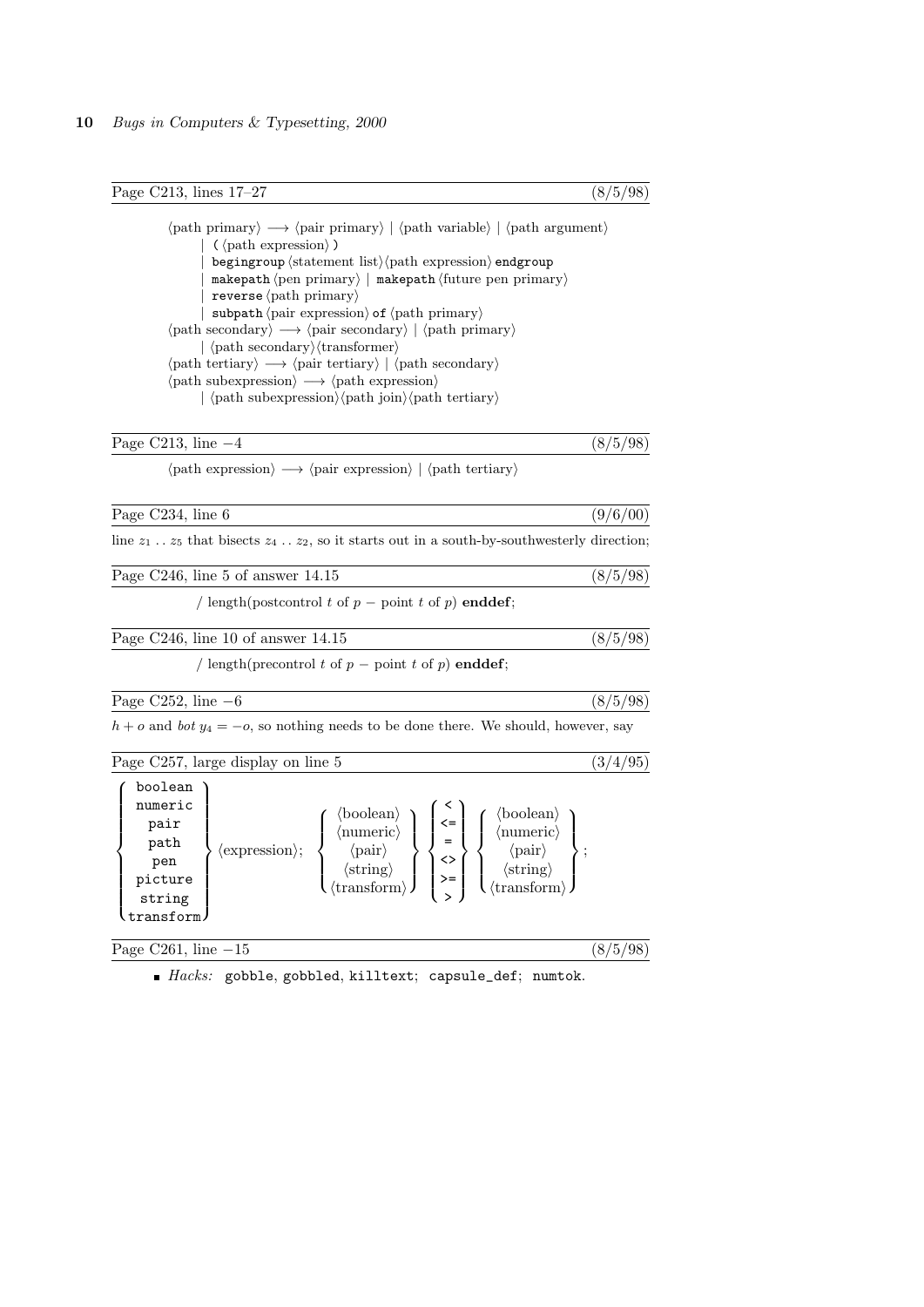Page C213, lines 17–27 (8/5/98)

⟨path primary⟩ ⟶ ⟨pair primary⟩ | ⟨path variable⟩ | ⟨path argument⟩
  | `(` ⟨path expression⟩ `)`
  | `begingroup` ⟨statement list⟩⟨path expression⟩ `endgroup`
  | `makepath` ⟨pen primary⟩ | `makepath` ⟨future pen primary⟩
  | `reverse` ⟨path primary⟩
  | `subpath` ⟨pair expression⟩ `of` ⟨path primary⟩
⟨path secondary⟩ ⟶ ⟨pair secondary⟩ | ⟨path primary⟩
  | ⟨path secondary⟩⟨transformer⟩
⟨path tertiary⟩ ⟶ ⟨pair tertiary⟩ | ⟨path secondary⟩
⟨path subexpression⟩ ⟶ ⟨path expression⟩
  | ⟨path subexpression⟩⟨path join⟩⟨path tertiary⟩

Page C213, line −4 (8/5/98)

⟨path expression⟩ ⟶ ⟨pair expression⟩ | ⟨path tertiary⟩

Page C234, line 6 (9/6/00)

line $z_1 \mathinner{\ldotp\ldotp} z_5$ that bisects $z_4 \mathinner{\ldotp\ldotp} z_2$, so it starts out in a south-by-southwesterly direction;

Page C246, line 5 of answer 14.15 (8/5/98)

/ length(postcontrol $t$ of $p$ − point $t$ of $p$) **enddef**;

Page C246, line 10 of answer 14.15 (8/5/98)

/ length(precontrol $t$ of $p$ − point $t$ of $p$) **enddef**;

Page C252, line −6 (8/5/98)

$h + o$ and $bot\, y_4 = -o$, so nothing needs to be done there. We should, however, say

Page C257, large display on line 5 (3/4/95)

$$\left\{\begin{matrix}\texttt{boolean}\\ \texttt{numeric}\\ \texttt{pair}\\ \texttt{path}\\ \texttt{pen}\\ \texttt{picture}\\ \texttt{string}\\ \texttt{transform}\end{matrix}\right\}\langle\text{expression}\rangle;\quad \left\{\begin{matrix}\langle\text{boolean}\rangle\\ \langle\text{numeric}\rangle\\ \langle\text{pair}\rangle\\ \langle\text{string}\rangle\\ \langle\text{transform}\rangle\end{matrix}\right\}\left\{\begin{matrix}\texttt{<}\\ \texttt{<=}\\ \texttt{=}\\ \texttt{<>}\\ \texttt{>=}\\ \texttt{>}\end{matrix}\right\}\left\{\begin{matrix}\langle\text{boolean}\rangle\\ \langle\text{numeric}\rangle\\ \langle\text{pair}\rangle\\ \langle\text{string}\rangle\\ \langle\text{transform}\rangle\end{matrix}\right\};$$

Page C261, line −15 (8/5/98)

- *Hacks:* `gobble`, `gobbled`, `killtext`; `capsule_def`; `numtok`.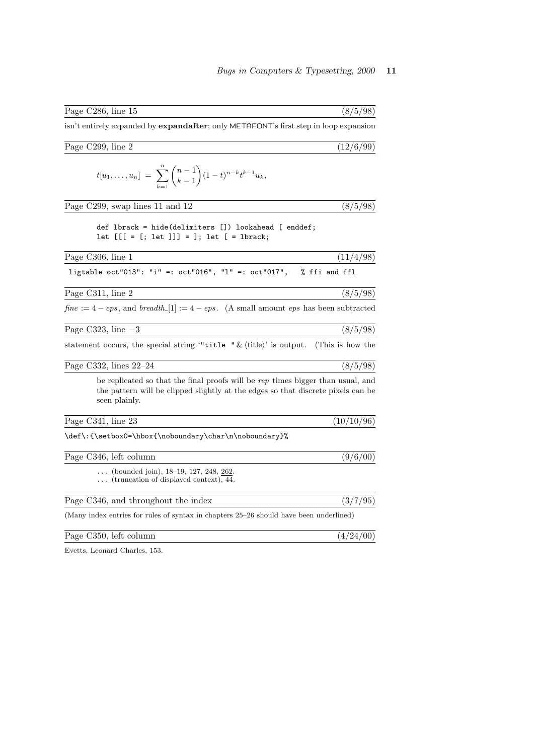Page C286, line 15 (8/5/98)

isn't entirely expanded by **expandafter**; only METAFONT's first step in loop expansion

Page C299, line 2 (12/6/99)

$$t[u_1, \ldots, u_n] \;=\; \sum_{k=1}^{n} \binom{n-1}{k-1} (1-t)^{n-k} t^{k-1} u_k,$$

Page C299, swap lines 11 and 12 (8/5/98)

```
def lbrack = hide(delimiters []) lookahead [ enddef;
let [[[ = [; let ]]] = ]; let [ = lbrack;
```

Page C306, line 1 (11/4/98)

```
ligtable oct"013": "i" =: oct"016", "l" =: oct"017",   % ffi and ffl
```

Page C311, line 2 (8/5/98)

$\mathit{fine} := 4 - \mathit{eps}$, and $\mathit{breadth\_}[1] := 4 - \mathit{eps}$. (A small amount *eps* has been subtracted

Page C323, line −3 (8/5/98)

statement occurs, the special string '`"title "` & ⟨title⟩' is output. (This is how the

Page C332, lines 22–24 (8/5/98)

> be replicated so that the final proofs will be *rep* times bigger than usual, and the pattern will be clipped slightly at the edges so that discrete pixels can be seen plainly.

Page C341, line 23 (10/10/96)

```
\def\:{\setbox0=\hbox{\noboundary\char\n\noboundary}%
```

Page C346, left column (9/6/00)

> ... (bounded join), 18–19, 127, 248, 262.
> ... (truncation of displayed context), 44.

Page C346, and throughout the index (3/7/95)

(Many index entries for rules of syntax in chapters 25–26 should have been underlined)

Page C350, left column (4/24/00)

Evetts, Leonard Charles, 153.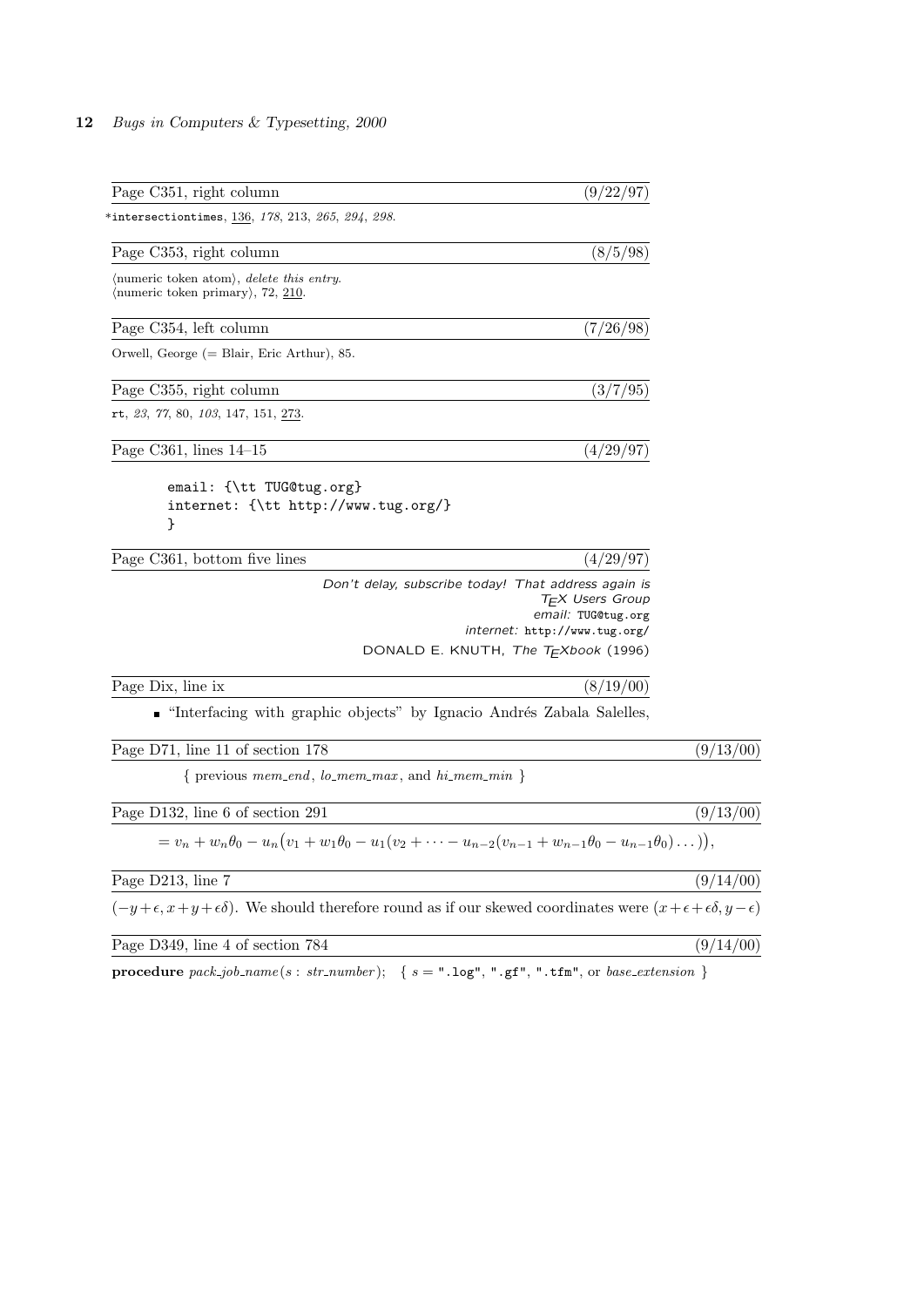Page C351, right column (9/22/97)

*`intersectiontimes`, 136, *178*, 213, *265*, *294*, *298*.

Page C353, right column (8/5/98)

⟨numeric token atom⟩, *delete this entry.*
⟨numeric token primary⟩, 72, 210.

Page C354, left column (7/26/98)

Orwell, George (= Blair, Eric Arthur), 85.

Page C355, right column (3/7/95)

`rt`, *23*, *77*, 80, *103*, 147, 151, 273.

Page C361, lines 14–15 (4/29/97)

```
email: {\tt TUG@tug.org}
internet: {\tt http://www.tug.org/}
}
```

Page C361, bottom five lines (4/29/97)

*Don't delay, subscribe today! That address again is*
*TEX Users Group*
*email:* `TUG@tug.org`
*internet:* `http://www.tug.org/`
DONALD E. KNUTH, *The TEXbook* (1996)

Page Dix, line ix (8/19/00)

- "Interfacing with graphic objects" by Ignacio Andrés Zabala Salelles,

Page D71, line 11 of section 178 (9/13/00)

{ previous *mem_end*, *lo_mem_max*, and *hi_mem_min* }

Page D132, line 6 of section 291 (9/13/00)

$$= v_n + w_n\theta_0 - u_n\bigl(v_1 + w_1\theta_0 - u_1(v_2 + \cdots - u_{n-2}(v_{n-1} + w_{n-1}\theta_0 - u_{n-1}\theta_0)\ldots)\bigr),$$

Page D213, line 7 (9/14/00)

$(-y+\epsilon, x+y+\epsilon\delta)$. We should therefore round as if our skewed coordinates were $(x+\epsilon+\epsilon\delta, y-\epsilon)$

Page D349, line 4 of section 784 (9/14/00)

**procedure** *pack_job_name*($s$ : *str_number*); { $s =$ `".log"`, `".gf"`, `".tfm"`, or *base_extension* }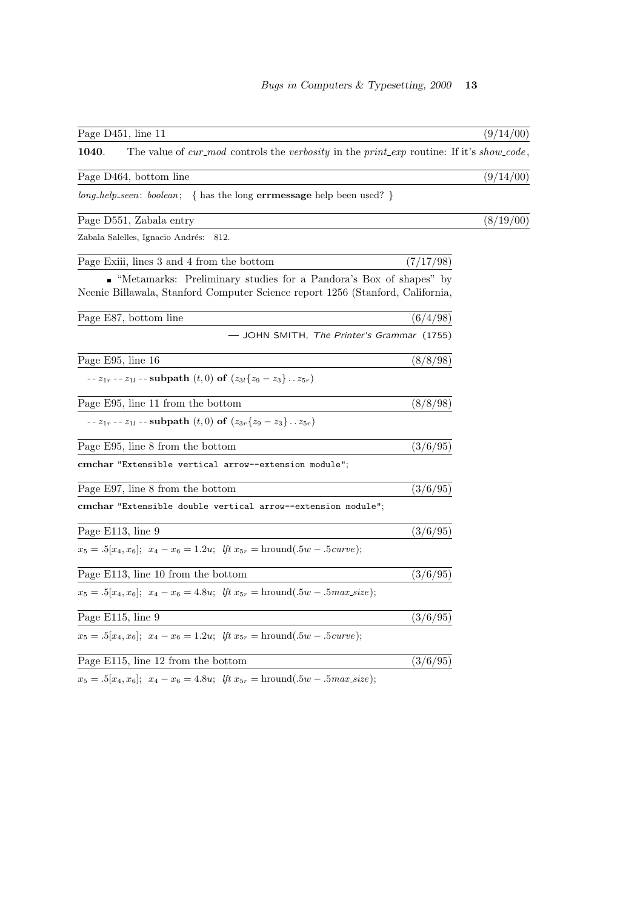Page D451, line 11 (9/14/00)

**1040**. The value of *cur_mod* controls the *verbosity* in the *print_exp* routine: If it's *show_code*,

Page D464, bottom line (9/14/00)

*long_help_seen*: *boolean*; { has the long **errmessage** help been used? }

Page D551, Zabala entry (8/19/00)

Zabala Salelles, Ignacio Andrés: 812.

Page Exiii, lines 3 and 4 from the bottom (7/17/98)

- "Metamarks: Preliminary studies for a Pandora's Box of shapes" by Neenie Billawala, Stanford Computer Science report 1256 (Stanford, California,

Page E87, bottom line (6/4/98)

— JOHN SMITH, *The Printer's Grammar* (1755)

Page E95, line 16 (8/8/98)

$\text{--}\, z_{1r} \,\text{--}\, z_{1l} \,\text{--}\,$ **subpath** $(t, 0)$ **of** $(z_{3l}\{z_9 - z_3\} \mathinner{\ldotp\ldotp} z_{5r})$

Page E95, line 11 from the bottom (8/8/98)

$\text{--}\, z_{1r} \,\text{--}\, z_{1l} \,\text{--}\,$ **subpath** $(t, 0)$ **of** $(z_{3r}\{z_9 - z_3\} \mathinner{\ldotp\ldotp} z_{5r})$

Page E95, line 8 from the bottom (3/6/95)

**cmchar** `"Extensible vertical arrow--extension module";`

Page E97, line 8 from the bottom (3/6/95)

**cmchar** `"Extensible double vertical arrow--extension module";`

Page E113, line 9 (3/6/95)

$x_5 = .5[x_4, x_6]$; $x_4 - x_6 = 1.2u$; *lft* $x_{5r} = \text{hround}(.5w - .5curve)$;

Page E113, line 10 from the bottom (3/6/95)

$x_5 = .5[x_4, x_6]$; $x_4 - x_6 = 4.8u$; *lft* $x_{5r} = \text{hround}(.5w - .5max\_size)$;

Page E115, line 9 (3/6/95)

$x_5 = .5[x_4, x_6]$; $x_4 - x_6 = 1.2u$; *lft* $x_{5r} = \text{hround}(.5w - .5curve)$;

Page E115, line 12 from the bottom (3/6/95)

$x_5 = .5[x_4, x_6]$; $x_4 - x_6 = 4.8u$; *lft* $x_{5r} = \text{hround}(.5w - .5max\_size)$;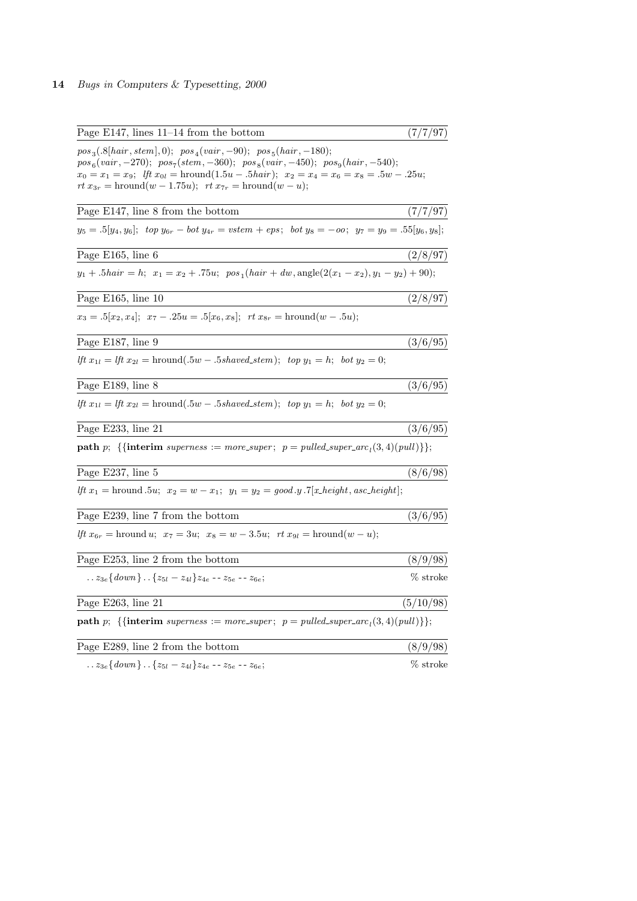Page E147, lines 11–14 from the bottom (7/7/97)

$pos_3(.8[hair, stem], 0)$; $pos_4(vair, -90)$; $pos_5(hair, -180)$;
$pos_6(vair, -270)$; $pos_7(stem, -360)$; $pos_8(vair, -450)$; $pos_9(hair, -540)$;
$x_0 = x_1 = x_9$; $lft\ x_{0l} = \mathrm{hround}(1.5u - .5hair)$; $x_2 = x_4 = x_6 = x_8 = .5w - .25u$;
$rt\ x_{3r} = \mathrm{hround}(w - 1.75u)$; $rt\ x_{7r} = \mathrm{hround}(w - u)$;

Page E147, line 8 from the bottom (7/7/97)

$y_5 = .5[y_4, y_6]$; $top\ y_{6r} - bot\ y_{4r} = vstem + eps$; $bot\ y_8 = -oo$; $y_7 = y_9 = .55[y_6, y_8]$;

Page E165, line 6 (2/8/97)

$y_1 + .5hair = h$; $x_1 = x_2 + .75u$; $pos_1(hair + dw, \mathrm{angle}(2(x_1 - x_2), y_1 - y_2) + 90)$;

Page E165, line 10 (2/8/97)

$x_3 = .5[x_2, x_4]$; $x_7 - .25u = .5[x_6, x_8]$; $rt\ x_{8r} = \mathrm{hround}(w - .5u)$;

Page E187, line 9 (3/6/95)

$lft\ x_{1l} = lft\ x_{2l} = \mathrm{hround}(.5w - .5shaved\_stem)$; $top\ y_1 = h$; $bot\ y_2 = 0$;

Page E189, line 8 (3/6/95)

$lft\ x_{1l} = lft\ x_{2l} = \mathrm{hround}(.5w - .5shaved\_stem)$; $top\ y_1 = h$; $bot\ y_2 = 0$;

Page E233, line 21 (3/6/95)

**path** $p$; {{**interim** $superness := more\_super$; $p = pulled\_super\_arc_l(3, 4)(pull)$}};

Page E237, line 5 (8/6/98)

$lft\ x_1 = \mathrm{hround}\ .5u$; $x_2 = w - x_1$; $y_1 = y_2 = good.y\ .7[x\_height, asc\_height]$;

Page E239, line 7 from the bottom (3/6/95)

$lft\ x_{6r} = \mathrm{hround}\ u$; $x_7 = 3u$; $x_8 = w - 3.5u$; $rt\ x_{9l} = \mathrm{hround}(w - u)$;

Page E253, line 2 from the bottom (8/9/98)

$..\ z_{3e}\{down\}\ ..\ \{z_{5l} - z_{4l}\}z_{4e}$ -- $z_{5e}$ -- $z_{6e}$; % stroke

Page E263, line 21 (5/10/98)

**path** $p$; {{**interim** $superness := more\_super$; $p = pulled\_super\_arc_l(3, 4)(pull)$}};

Page E289, line 2 from the bottom (8/9/98)

$..\ z_{3e}\{down\}\ ..\ \{z_{5l} - z_{4l}\}z_{4e}$ -- $z_{5e}$ -- $z_{6e}$; % stroke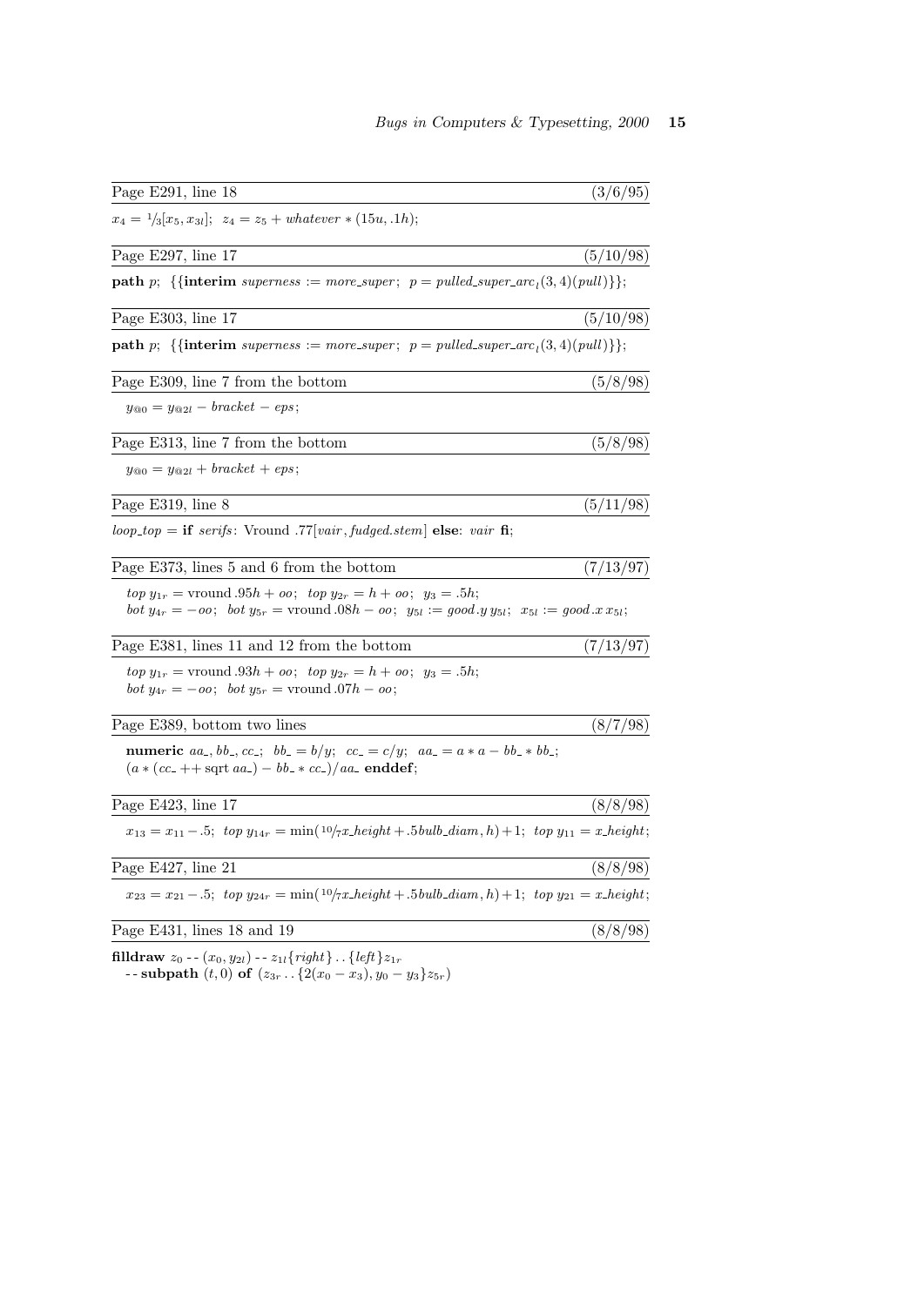Page E291, line 18 (3/6/95)

$x_4 = 1/3[x_5, x_{3l}];\;\; z_4 = z_5 + whatever * (15u, .1h);$

Page E297, line 17 (5/10/98)

**path** $p$; {{**interim** $superness := more\_super$; $p = pulled\_super\_arc_l(3,4)(pull)$}};

Page E303, line 17 (5/10/98)

**path** $p$; {{**interim** $superness := more\_super$; $p = pulled\_super\_arc_l(3,4)(pull)$}};

Page E309, line 7 from the bottom (5/8/98)

$y_{@0} = y_{@2l} - bracket - eps;$

Page E313, line 7 from the bottom (5/8/98)

$y_{@0} = y_{@2l} + bracket + eps;$

Page E319, line 8 (5/11/98)

$loop\_top =$ **if** $serifs$: Vround $.77[vair, fudged.stem]$ **else**: $vair$ **fi**;

Page E373, lines 5 and 6 from the bottom (7/13/97)

$top\ y_{1r} = \text{vround}\ .95h + oo;\;\; top\ y_{2r} = h + oo;\;\; y_3 = .5h;$
$bot\ y_{4r} = -oo;\;\; bot\ y_{5r} = \text{vround}\ .08h - oo;\;\; y_{5l} := good.y\, y_{5l};\;\; x_{5l} := good.x\, x_{5l};$

Page E381, lines 11 and 12 from the bottom (7/13/97)

$top\ y_{1r} = \text{vround}\ .93h + oo;\;\; top\ y_{2r} = h + oo;\;\; y_3 = .5h;$
$bot\ y_{4r} = -oo;\;\; bot\ y_{5r} = \text{vround}\ .07h - oo;$

Page E389, bottom two lines (8/7/98)

**numeric** $aa\_, bb\_, cc\_$; $bb\_ = b/y$; $cc\_ = c/y$; $aa\_ = a * a - bb\_ * bb\_$;
$(a * (cc\_ ++ \text{sqrt}\ aa\_) - bb\_ * cc\_)/aa\_$ **enddef**;

Page E423, line 17 (8/8/98)

$x_{13} = x_{11} - .5;\;\; top\ y_{14r} = \min(10/7 x\_height + .5 bulb\_diam, h) + 1;\;\; top\ y_{11} = x\_height;$

Page E427, line 21 (8/8/98)

$x_{23} = x_{21} - .5;\;\; top\ y_{24r} = \min(10/7 x\_height + .5 bulb\_diam, h) + 1;\;\; top\ y_{21} = x\_height;$

Page E431, lines 18 and 19 (8/8/98)

**filldraw** $z_0 \mathbin{-\!-} (x_0, y_{2l}) \mathbin{-\!-} z_{1l}\{right\} \mathbin{..} \{left\} z_{1r}$
$\mathbin{-\!-}$ **subpath** $(t, 0)$ **of** $(z_{3r} \mathbin{..} \{2(x_0 - x_3), y_0 - y_3\} z_{5r})$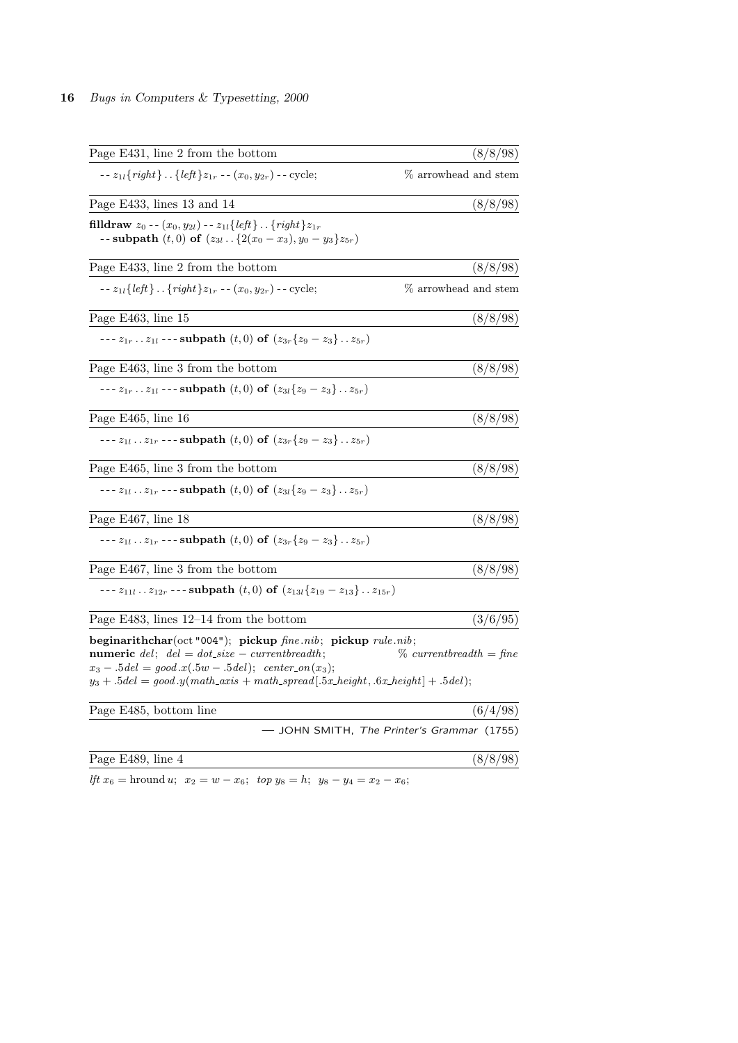Page E431, line 2 from the bottom (8/8/98)

$\text{--}\ z_{1l}\{right\}\,..\,\{left\}z_{1r}\ \text{--}\ (x_0, y_{2r})\ \text{--}$ cycle; % arrowhead and stem

Page E433, lines 13 and 14 (8/8/98)

**filldraw** $z_0\ \text{--}\ (x_0, y_{2l})\ \text{--}\ z_{1l}\{left\}\,..\,\{right\}z_{1r}$
$\text{--}$ **subpath** $(t, 0)$ **of** $(z_{3l}\,..\,\{2(x_0 - x_3), y_0 - y_3\}z_{5r})$

Page E433, line 2 from the bottom (8/8/98)

$\text{--}\ z_{1l}\{left\}\,..\,\{right\}z_{1r}\ \text{--}\ (x_0, y_{2r})\ \text{--}$ cycle; % arrowhead and stem

Page E463, line 15 (8/8/98)

$\text{---}\ z_{1r}\,..\,z_{1l}\ \text{---}$ **subpath** $(t, 0)$ **of** $(z_{3r}\{z_9 - z_3\}\,..\,z_{5r})$

Page E463, line 3 from the bottom (8/8/98)

$\text{---}\ z_{1r}\,..\,z_{1l}\ \text{---}$ **subpath** $(t, 0)$ **of** $(z_{3l}\{z_9 - z_3\}\,..\,z_{5r})$

Page E465, line 16 (8/8/98)

$\text{---}\ z_{1l}\,..\,z_{1r}\ \text{---}$ **subpath** $(t, 0)$ **of** $(z_{3r}\{z_9 - z_3\}\,..\,z_{5r})$

Page E465, line 3 from the bottom (8/8/98)

$\text{---}\ z_{1l}\,..\,z_{1r}\ \text{---}$ **subpath** $(t, 0)$ **of** $(z_{3l}\{z_9 - z_3\}\,..\,z_{5r})$

Page E467, line 18 (8/8/98)

$\text{---}\ z_{1l}\,..\,z_{1r}\ \text{---}$ **subpath** $(t, 0)$ **of** $(z_{3r}\{z_9 - z_3\}\,..\,z_{5r})$

Page E467, line 3 from the bottom (8/8/98)

$\text{---}\ z_{11l}\,..\,z_{12r}\ \text{---}$ **subpath** $(t, 0)$ **of** $(z_{13l}\{z_{19} - z_{13}\}\,..\,z_{15r})$

Page E483, lines 12–14 from the bottom (3/6/95)

**beginarithchar**(oct "004"); **pickup** *fine.nib*; **pickup** *rule.nib*;
**numeric** *del*; $del = dot\_size - currentbreadth$; % *currentbreadth = fine*
$x_3 - .5del = good.x(.5w - .5del)$; $center\_on(x_3)$;
$y_3 + .5del = good.y(math\_axis + math\_spread[.5x\_height, .6x\_height] + .5del)$;

Page E485, bottom line (6/4/98)

— JOHN SMITH, *The Printer's Grammar* (1755)

Page E489, line 4 (8/8/98)

$lft\ x_6 = \text{hround}\,u$; $x_2 = w - x_6$; $top\ y_8 = h$; $y_8 - y_4 = x_2 - x_6$;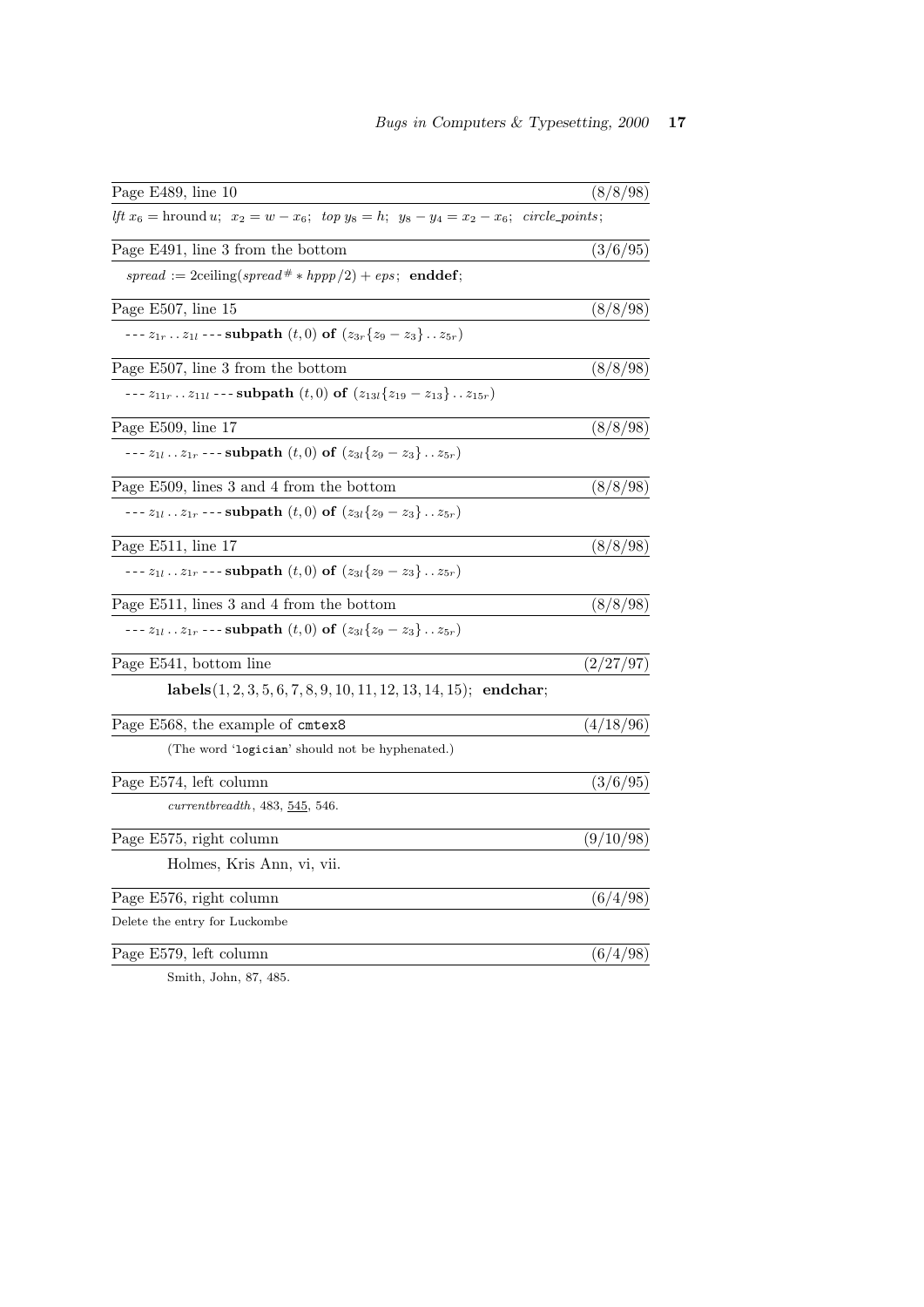Page E489, line 10 (8/8/98)

$lft\ x_6 = \mathrm{hround}\, u;\ \ x_2 = w - x_6;\ \ top\ y_8 = h;\ \ y_8 - y_4 = x_2 - x_6;\ \ circle\_points;$

Page E491, line 3 from the bottom (3/6/95)

$spread := 2\mathrm{ceiling}(spread^{\#} * hppp/2) + eps;$ **enddef**;

Page E507, line 15 (8/8/98)

$\text{---}\ z_{1r} \mathinner{..} z_{1l}\ \text{---}$ **subpath** $(t, 0)$ **of** $(z_{3r}\{z_9 - z_3\} \mathinner{..} z_{5r})$

Page E507, line 3 from the bottom (8/8/98)

$\text{---}\ z_{11r} \mathinner{..} z_{11l}\ \text{---}$ **subpath** $(t, 0)$ **of** $(z_{13l}\{z_{19} - z_{13}\} \mathinner{..} z_{15r})$

Page E509, line 17 (8/8/98)

$\text{---}\ z_{1l} \mathinner{..} z_{1r}\ \text{---}$ **subpath** $(t, 0)$ **of** $(z_{3l}\{z_9 - z_3\} \mathinner{..} z_{5r})$

Page E509, lines 3 and 4 from the bottom (8/8/98)

$\text{---}\ z_{1l} \mathinner{..} z_{1r}\ \text{---}$ **subpath** $(t, 0)$ **of** $(z_{3l}\{z_9 - z_3\} \mathinner{..} z_{5r})$

Page E511, line 17 (8/8/98)

$\text{---}\ z_{1l} \mathinner{..} z_{1r}\ \text{---}$ **subpath** $(t, 0)$ **of** $(z_{3l}\{z_9 - z_3\} \mathinner{..} z_{5r})$

Page E511, lines 3 and 4 from the bottom (8/8/98)

$\text{---}\ z_{1l} \mathinner{..} z_{1r}\ \text{---}$ **subpath** $(t, 0)$ **of** $(z_{3l}\{z_9 - z_3\} \mathinner{..} z_{5r})$

Page E541, bottom line (2/27/97)

**labels**$(1, 2, 3, 5, 6, 7, 8, 9, 10, 11, 12, 13, 14, 15)$; **endchar**;

Page E568, the example of `cmtex8` (4/18/96)

(The word '`logician`' should not be hyphenated.)

Page E574, left column (3/6/95)

*currentbreadth*, 483, 545, 546.

Page E575, right column (9/10/98)

Holmes, Kris Ann, vi, vii.

Page E576, right column (6/4/98)

Delete the entry for Luckombe

Page E579, left column (6/4/98)

Smith, John, 87, 485.